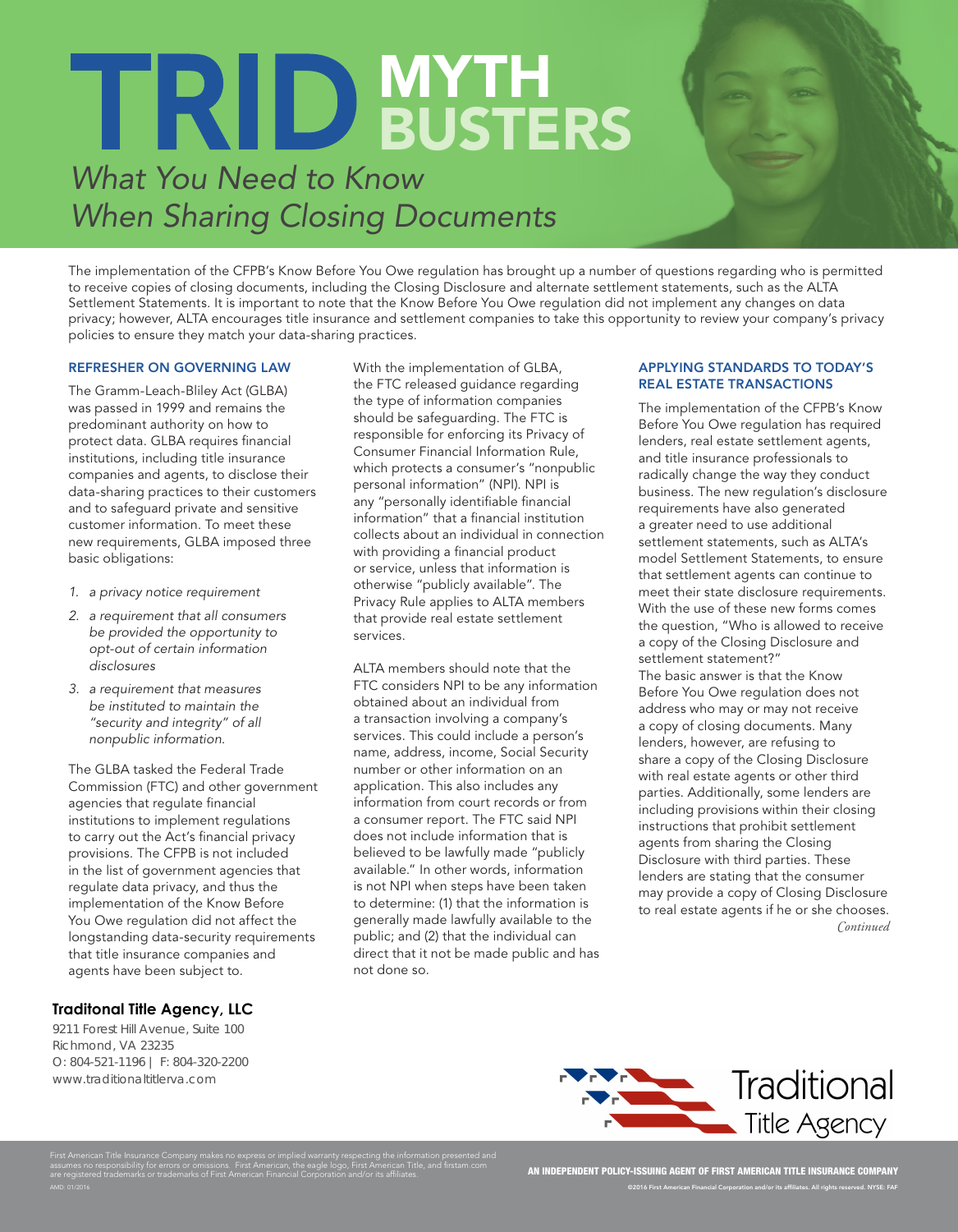# TRID MYTH BUSTERS

*What You Need to Know When Sharing Closing Documents*

The implementation of the CFPB's Know Before You Owe regulation has brought up a number of questions regarding who is permitted to receive copies of closing documents, including the Closing Disclosure and alternate settlement statements, such as the ALTA Settlement Statements. It is important to note that the Know Before You Owe regulation did not implement any changes on data privacy; however, ALTA encourages title insurance and settlement companies to take this opportunity to review your company's privacy policies to ensure they match your data-sharing practices.

## REFRESHER ON GOVERNING LAW

The Gramm-Leach-Bliley Act (GLBA) was passed in 1999 and remains the predominant authority on how to protect data. GLBA requires financial institutions, including title insurance companies and agents, to disclose their data-sharing practices to their customers and to safeguard private and sensitive customer information. To meet these new requirements, GLBA imposed three basic obligations:

1. *a privacy notice requirement*
2. *a requirement that all consumers be provided the opportunity to opt-out of certain information disclosures*
3. *a requirement that measures be instituted to maintain the "security and integrity" of all nonpublic information.*

The GLBA tasked the Federal Trade Commission (FTC) and other government agencies that regulate financial institutions to implement regulations to carry out the Act's financial privacy provisions. The CFPB is not included in the list of government agencies that regulate data privacy, and thus the implementation of the Know Before You Owe regulation did not affect the longstanding data-security requirements that title insurance companies and agents have been subject to.

With the implementation of GLBA, the FTC released guidance regarding the type of information companies should be safeguarding. The FTC is responsible for enforcing its Privacy of Consumer Financial Information Rule, which protects a consumer's "nonpublic personal information" (NPI). NPI is any "personally identifiable financial information" that a financial institution collects about an individual in connection with providing a financial product or service, unless that information is otherwise "publicly available". The Privacy Rule applies to ALTA members that provide real estate settlement services.

ALTA members should note that the FTC considers NPI to be any information obtained about an individual from a transaction involving a company's services. This could include a person's name, address, income, Social Security number or other information on an application. This also includes any information from court records or from a consumer report. The FTC said NPI does not include information that is believed to be lawfully made "publicly available." In other words, information is not NPI when steps have been taken to determine: (1) that the information is generally made lawfully available to the public; and (2) that the individual can direct that it not be made public and has not done so.

## APPLYING STANDARDS TO TODAY'S REAL ESTATE TRANSACTIONS

The implementation of the CFPB's Know Before You Owe regulation has required lenders, real estate settlement agents, and title insurance professionals to radically change the way they conduct business. The new regulation's disclosure requirements have also generated a greater need to use additional settlement statements, such as ALTA's model Settlement Statements, to ensure that settlement agents can continue to meet their state disclosure requirements. With the use of these new forms comes the question, "Who is allowed to receive a copy of the Closing Disclosure and settlement statement?"

The basic answer is that the Know Before You Owe regulation does not address who may or may not receive a copy of closing documents. Many lenders, however, are refusing to share a copy of the Closing Disclosure with real estate agents or other third parties. Additionally, some lenders are including provisions within their closing instructions that prohibit settlement agents from sharing the Closing Disclosure with third parties. These lenders are stating that the consumer may provide a copy of Closing Disclosure to real estate agents if he or she chooses.

*Continued*

**Traditonal Title Agency, LLC**
9211 Forest Hill Avenue, Suite 100
Richmond, VA 23235
O: 804-521-1196 | F: 804-320-2200
www.traditionaltitleva.com

Traditional Title Agency

First American Title Insurance Company makes no express or implied warranty respecting the information presented and assumes no responsibility for errors or omissions. First American, the eagle logo, First American Title, and firstam.com are registered trademarks or trademarks of First American Financial Corporation and/or its affiliates.
AMD: 01/2016

AN INDEPENDENT POLICY-ISSUING AGENT OF FIRST AMERICAN TITLE INSURANCE COMPANY
©2016 First American Financial Corporation and/or its affiliates. All rights reserved. NYSE: FAF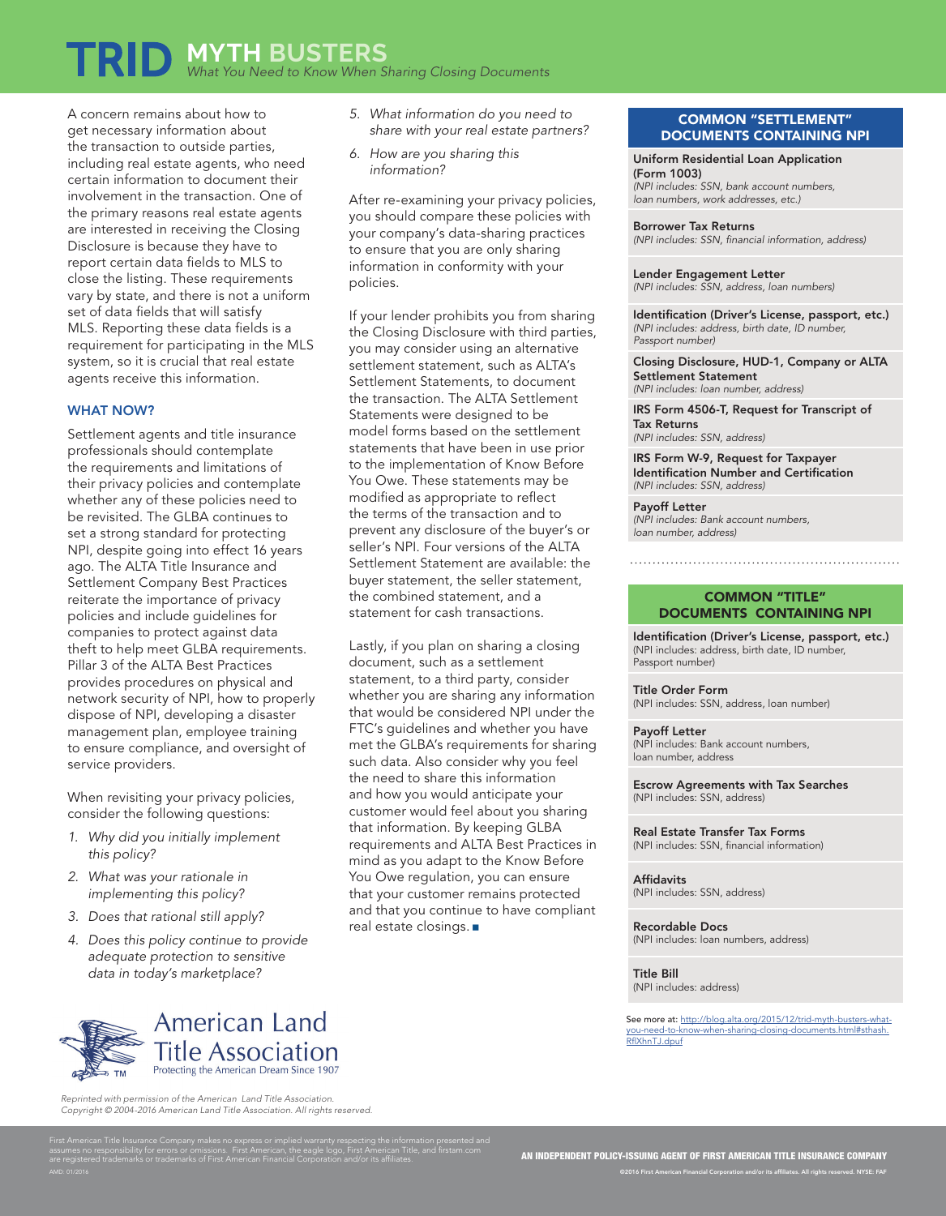# TRID MYTH BUSTERS

*What You Need to Know When Sharing Closing Documents*

A concern remains about how to get necessary information about the transaction to outside parties, including real estate agents, who need certain information to document their involvement in the transaction. One of the primary reasons real estate agents are interested in receiving the Closing Disclosure is because they have to report certain data fields to MLS to close the listing. These requirements vary by state, and there is not a uniform set of data fields that will satisfy MLS. Reporting these data fields is a requirement for participating in the MLS system, so it is crucial that real estate agents receive this information.

### WHAT NOW?

Settlement agents and title insurance professionals should contemplate the requirements and limitations of their privacy policies and contemplate whether any of these policies need to be revisited. The GLBA continues to set a strong standard for protecting NPI, despite going into effect 16 years ago. The ALTA Title Insurance and Settlement Company Best Practices reiterate the importance of privacy policies and include guidelines for companies to protect against data theft to help meet GLBA requirements. Pillar 3 of the ALTA Best Practices provides procedures on physical and network security of NPI, how to properly dispose of NPI, developing a disaster management plan, employee training to ensure compliance, and oversight of service providers.

When revisiting your privacy policies, consider the following questions:

1. *Why did you initially implement this policy?*
2. *What was your rationale in implementing this policy?*
3. *Does that rational still apply?*
4. *Does this policy continue to provide adequate protection to sensitive data in today's marketplace?*
5. *What information do you need to share with your real estate partners?*
6. *How are you sharing this information?*

After re-examining your privacy policies, you should compare these policies with your company's data-sharing practices to ensure that you are only sharing information in conformity with your policies.

If your lender prohibits you from sharing the Closing Disclosure with third parties, you may consider using an alternative settlement statement, such as ALTA's Settlement Statements, to document the transaction. The ALTA Settlement Statements were designed to be model forms based on the settlement statements that have been in use prior to the implementation of Know Before You Owe. These statements may be modified as appropriate to reflect the terms of the transaction and to prevent any disclosure of the buyer's or seller's NPI. Four versions of the ALTA Settlement Statement are available: the buyer statement, the seller statement, the combined statement, and a statement for cash transactions.

Lastly, if you plan on sharing a closing document, such as a settlement statement, to a third party, consider whether you are sharing any information that would be considered NPI under the FTC's guidelines and whether you have met the GLBA's requirements for sharing such data. Also consider why you feel the need to share this information and how you would anticipate your customer would feel about you sharing that information. By keeping GLBA requirements and ALTA Best Practices in mind as you adapt to the Know Before You Owe regulation, you can ensure that your customer remains protected and that you continue to have compliant real estate closings. ■

## COMMON "SETTLEMENT" DOCUMENTS CONTAINING NPI

**Uniform Residential Loan Application (Form 1003)**
*(NPI includes: SSN, bank account numbers, loan numbers, work addresses, etc.)*

**Borrower Tax Returns**
*(NPI includes: SSN, financial information, address)*

**Lender Engagement Letter**
*(NPI includes: SSN, address, loan numbers)*

**Identification (Driver's License, passport, etc.)**
*(NPI includes: address, birth date, ID number, Passport number)*

**Closing Disclosure, HUD-1, Company or ALTA Settlement Statement**
*(NPI includes: loan number, address)*

**IRS Form 4506-T, Request for Transcript of Tax Returns**
*(NPI includes: SSN, address)*

**IRS Form W-9, Request for Taxpayer Identification Number and Certification**
*(NPI includes: SSN, address)*

**Payoff Letter**
*(NPI includes: Bank account numbers, loan number, address)*

## COMMON "TITLE" DOCUMENTS CONTAINING NPI

**Identification (Driver's License, passport, etc.)**
(NPI includes: address, birth date, ID number, Passport number)

**Title Order Form**
(NPI includes: SSN, address, loan number)

**Payoff Letter**
(NPI includes: Bank account numbers, loan number, address

**Escrow Agreements with Tax Searches**
(NPI includes: SSN, address)

**Real Estate Transfer Tax Forms**
(NPI includes: SSN, financial information)

**Affidavits**
(NPI includes: SSN, address)

**Recordable Docs**
(NPI includes: loan numbers, address)

**Title Bill**
(NPI includes: address)

See more at: http://blog.alta.org/2015/12/trid-myth-busters-what-you-need-to-know-when-sharing-closing-documents.html#sthash.RflXhnTJ.dpuf

American Land Title Association
Protecting the American Dream Since 1907

*Reprinted with permission of the American Land Title Association.*
*Copyright © 2004-2016 American Land Title Association. All rights reserved.*

First American Title Insurance Company makes no express or implied warranty respecting the information presented and assumes no responsibility for errors or omissions. First American, the eagle logo, First American Title, and firstam.com are registered trademarks or trademarks of First American Financial Corporation and/or its affiliates.

AMD: 01/2016

AN INDEPENDENT POLICY-ISSUING AGENT OF FIRST AMERICAN TITLE INSURANCE COMPANY

©2016 First American Financial Corporation and/or its affiliates. All rights reserved. NYSE: FAF